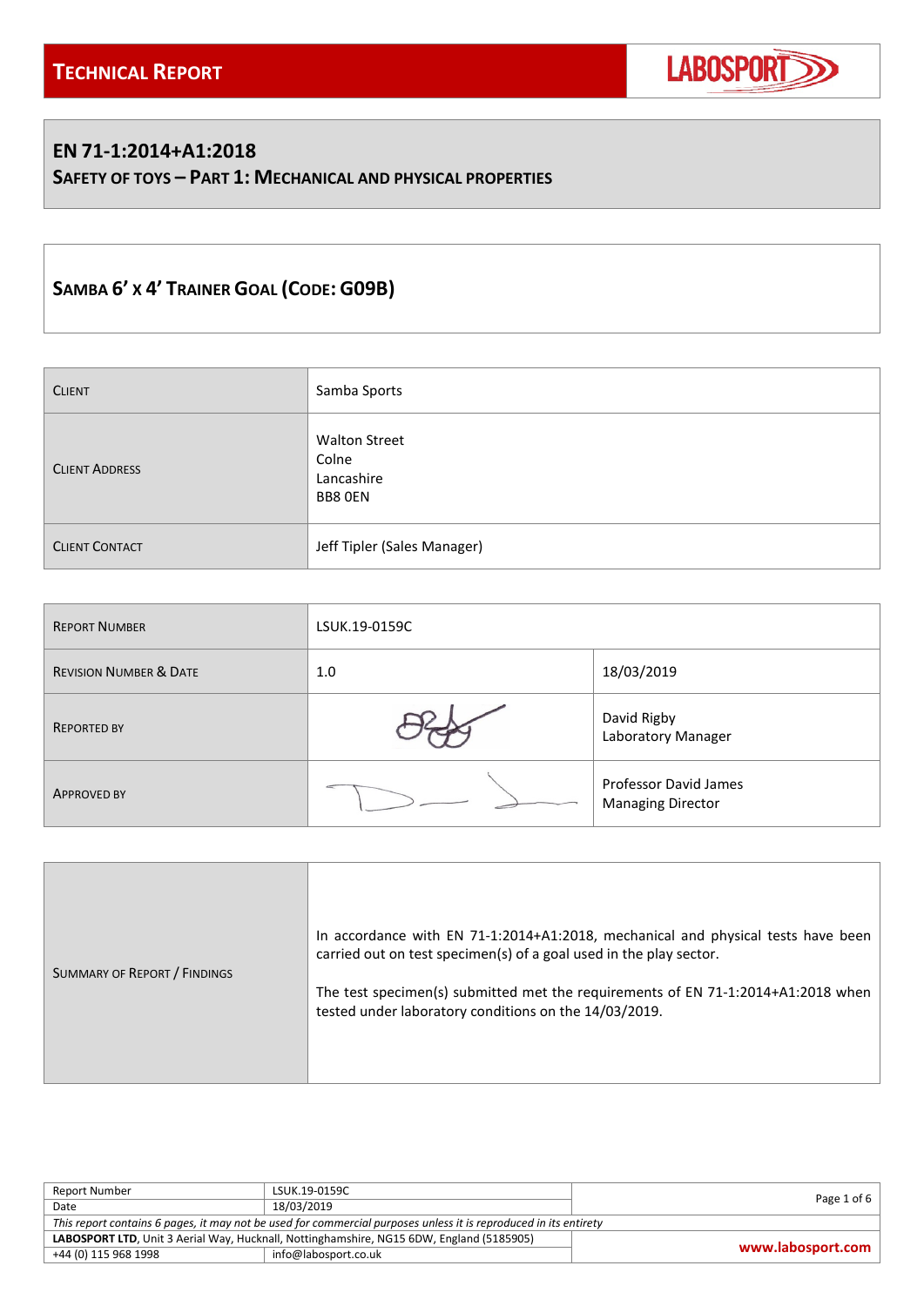# Technical Report

LABOSPORT

## EN 71-1:2014+A1:2018

### Safety of Toys – Part 1: Mechanical and Physical Properties

## Samba 6' x 4' Trainer Goal (Code: G09B)

| | |
|---|---|
| Client | Samba Sports |
| Client Address | Walton Street<br>Colne<br>Lancashire<br>BB8 0EN |
| Client Contact | Jeff Tipler (Sales Manager) |

| | | |
|---|---|---|
| Report Number | LSUK.19-0159C | |
| Revision Number & Date | 1.0 | 18/03/2019 |
| Reported By | | David Rigby<br>Laboratory Manager |
| Approved By | | Professor David James<br>Managing Director |

| | |
|---|---|
| Summary of Report / Findings | In accordance with EN 71-1:2014+A1:2018, mechanical and physical tests have been carried out on test specimen(s) of a goal used in the play sector.<br><br>The test specimen(s) submitted met the requirements of EN 71-1:2014+A1:2018 when tested under laboratory conditions on the 14/03/2019. |

| | | |
|---|---|---|
| Report Number | LSUK.19-0159C | |
| Date | 18/03/2019 | |

*This report contains 6 pages, it may not be used for commercial purposes unless it is reproduced in its entirety*

**LABOSPORT LTD**, Unit 3 Aerial Way, Hucknall, Nottinghamshire, NG15 6DW, England (5185905)
+44 (0) 115 968 1998 | info@labosport.co.uk | **www.labosport.com**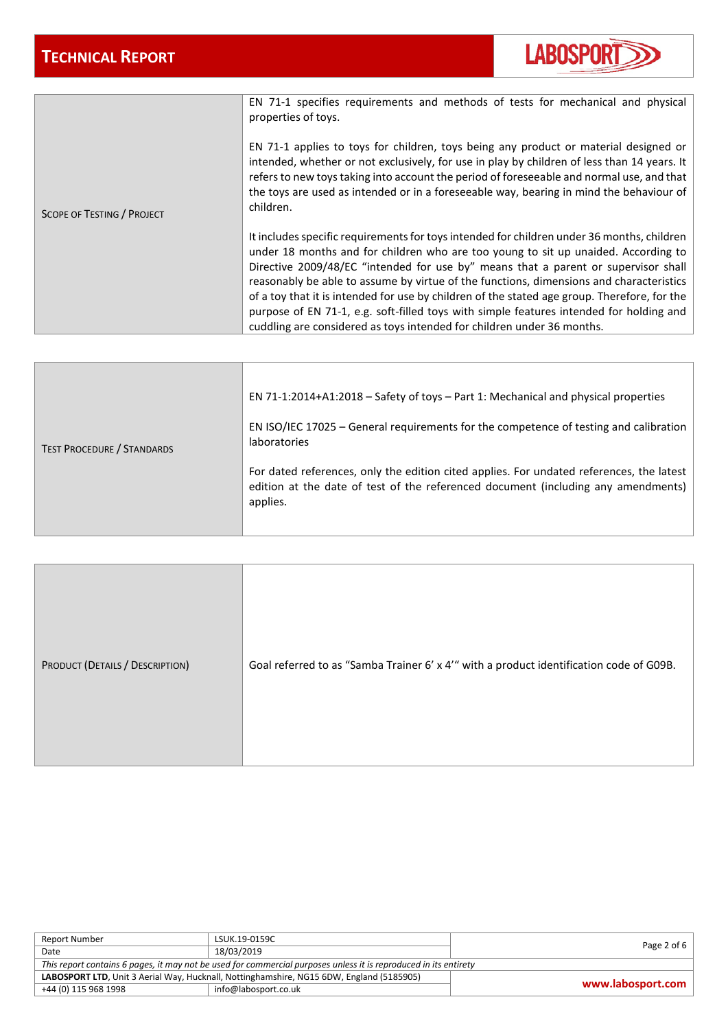| | |
|---|---|
| Scope of Testing / Project | EN 71-1 specifies requirements and methods of tests for mechanical and physical properties of toys.<br><br>EN 71-1 applies to toys for children, toys being any product or material designed or intended, whether or not exclusively, for use in play by children of less than 14 years. It refers to new toys taking into account the period of foreseeable and normal use, and that the toys are used as intended or in a foreseeable way, bearing in mind the behaviour of children.<br><br>It includes specific requirements for toys intended for children under 36 months, children under 18 months and for children who are too young to sit up unaided. According to Directive 2009/48/EC "intended for use by" means that a parent or supervisor shall reasonably be able to assume by virtue of the functions, dimensions and characteristics of a toy that it is intended for use by children of the stated age group. Therefore, for the purpose of EN 71-1, e.g. soft-filled toys with simple features intended for holding and cuddling are considered as toys intended for children under 36 months. |

| | |
|---|---|
| Test Procedure / Standards | EN 71-1:2014+A1:2018 – Safety of toys – Part 1: Mechanical and physical properties<br><br>EN ISO/IEC 17025 – General requirements for the competence of testing and calibration laboratories<br><br>For dated references, only the edition cited applies. For undated references, the latest edition at the date of test of the referenced document (including any amendments) applies. |

| | |
|---|---|
| Product (Details / Description) | Goal referred to as "Samba Trainer 6' x 4'" with a product identification code of G09B. |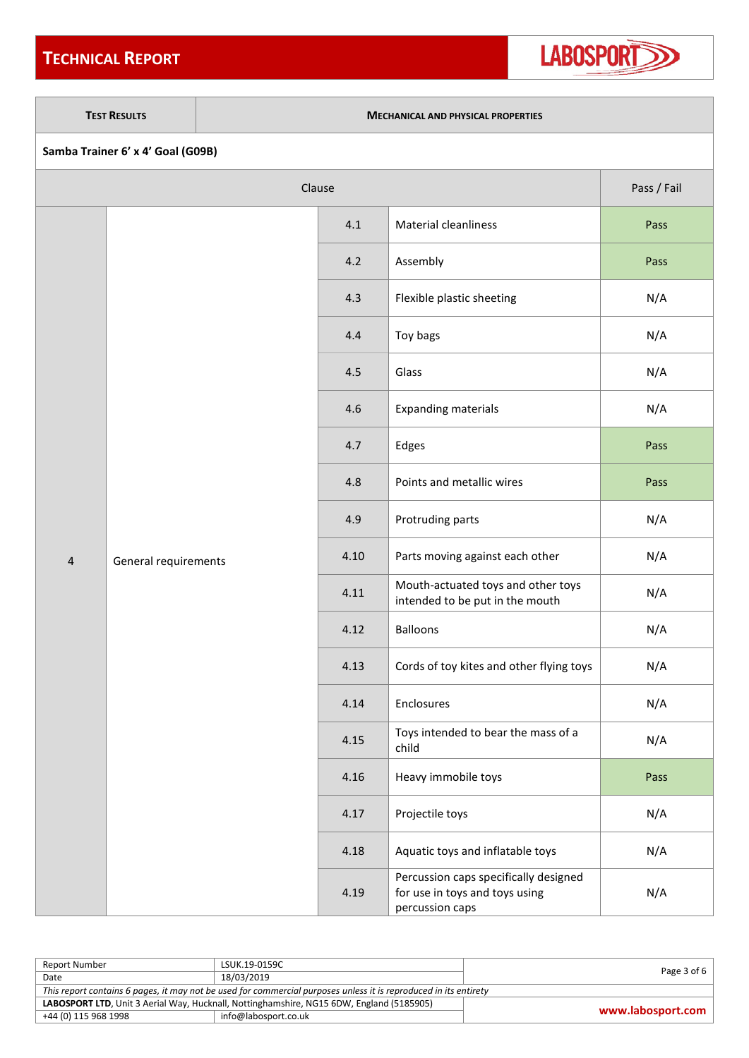# TECHNICAL REPORT

| TEST RESULTS | MECHANICAL AND PHYSICAL PROPERTIES |
|---|---|

**Samba Trainer 6’ x 4’ Goal (G09B)**

| Clause | | | | Pass / Fail |
|---|---|---|---|---|
| 4 | General requirements | 4.1 | Material cleanliness | Pass |
| | | 4.2 | Assembly | Pass |
| | | 4.3 | Flexible plastic sheeting | N/A |
| | | 4.4 | Toy bags | N/A |
| | | 4.5 | Glass | N/A |
| | | 4.6 | Expanding materials | N/A |
| | | 4.7 | Edges | Pass |
| | | 4.8 | Points and metallic wires | Pass |
| | | 4.9 | Protruding parts | N/A |
| | | 4.10 | Parts moving against each other | N/A |
| | | 4.11 | Mouth-actuated toys and other toys intended to be put in the mouth | N/A |
| | | 4.12 | Balloons | N/A |
| | | 4.13 | Cords of toy kites and other flying toys | N/A |
| | | 4.14 | Enclosures | N/A |
| | | 4.15 | Toys intended to bear the mass of a child | N/A |
| | | 4.16 | Heavy immobile toys | Pass |
| | | 4.17 | Projectile toys | N/A |
| | | 4.18 | Aquatic toys and inflatable toys | N/A |
| | | 4.19 | Percussion caps specifically designed for use in toys and toys using percussion caps | N/A |

| Report Number | LSUK.19-0159C |
|---|---|
| Date | 18/03/2019 |

*This report contains 6 pages, it may not be used for commercial purposes unless it is reproduced in its entirety*

**LABOSPORT LTD**, Unit 3 Aerial Way, Hucknall, Nottinghamshire, NG15 6DW, England (5185905)

+44 (0) 115 968 1998 | info@labosport.co.uk | www.labosport.com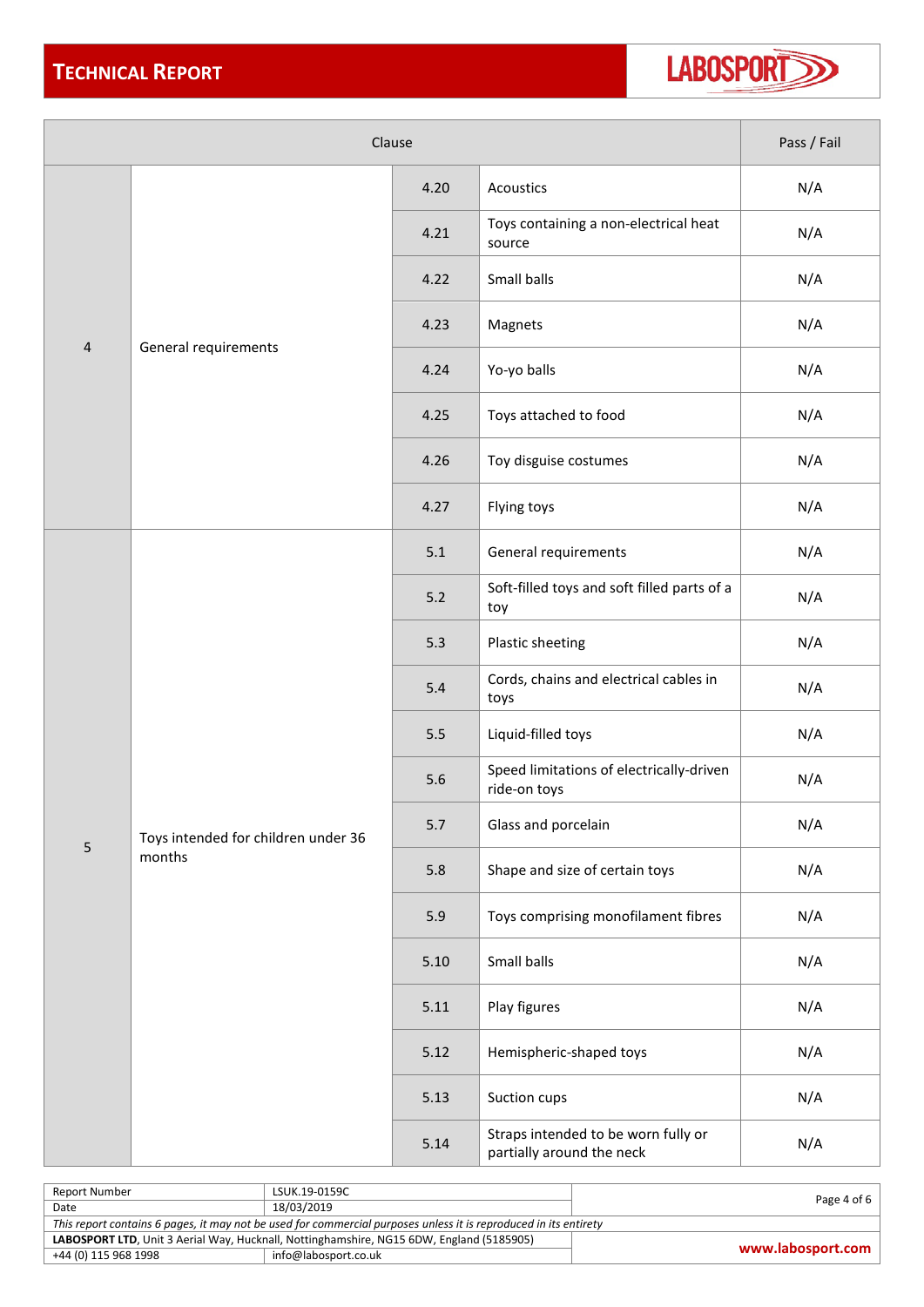| Clause | | | | Pass / Fail |
|---|---|---|---|---|
| 4 | General requirements | 4.20 | Acoustics | N/A |
| | | 4.21 | Toys containing a non-electrical heat source | N/A |
| | | 4.22 | Small balls | N/A |
| | | 4.23 | Magnets | N/A |
| | | 4.24 | Yo-yo balls | N/A |
| | | 4.25 | Toys attached to food | N/A |
| | | 4.26 | Toy disguise costumes | N/A |
| | | 4.27 | Flying toys | N/A |
| 5 | Toys intended for children under 36 months | 5.1 | General requirements | N/A |
| | | 5.2 | Soft-filled toys and soft filled parts of a toy | N/A |
| | | 5.3 | Plastic sheeting | N/A |
| | | 5.4 | Cords, chains and electrical cables in toys | N/A |
| | | 5.5 | Liquid-filled toys | N/A |
| | | 5.6 | Speed limitations of electrically-driven ride-on toys | N/A |
| | | 5.7 | Glass and porcelain | N/A |
| | | 5.8 | Shape and size of certain toys | N/A |
| | | 5.9 | Toys comprising monofilament fibres | N/A |
| | | 5.10 | Small balls | N/A |
| | | 5.11 | Play figures | N/A |
| | | 5.12 | Hemispheric-shaped toys | N/A |
| | | 5.13 | Suction cups | N/A |
| | | 5.14 | Straps intended to be worn fully or partially around the neck | N/A |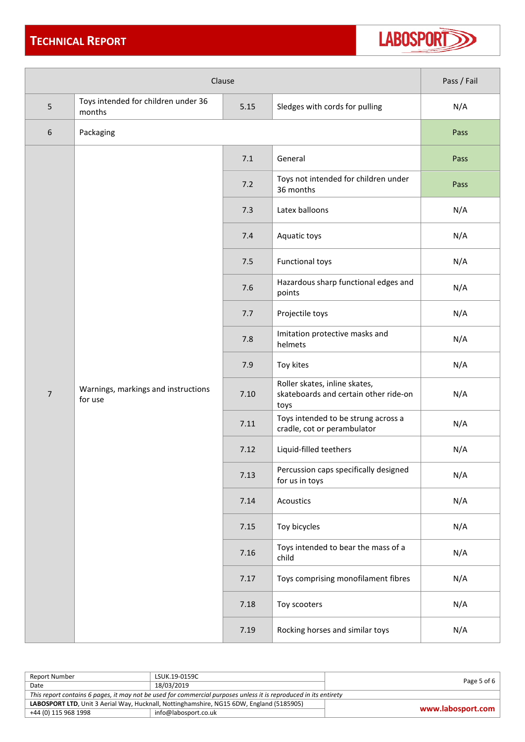| Clause | | | | Pass / Fail |
|---|---|---|---|---|
| 5 | Toys intended for children under 36 months | 5.15 | Sledges with cords for pulling | N/A |
| 6 | Packaging | | | Pass |
| 7 | Warnings, markings and instructions for use | 7.1 | General | Pass |
| | | 7.2 | Toys not intended for children under 36 months | Pass |
| | | 7.3 | Latex balloons | N/A |
| | | 7.4 | Aquatic toys | N/A |
| | | 7.5 | Functional toys | N/A |
| | | 7.6 | Hazardous sharp functional edges and points | N/A |
| | | 7.7 | Projectile toys | N/A |
| | | 7.8 | Imitation protective masks and helmets | N/A |
| | | 7.9 | Toy kites | N/A |
| | | 7.10 | Roller skates, inline skates, skateboards and certain other ride-on toys | N/A |
| | | 7.11 | Toys intended to be strung across a cradle, cot or perambulator | N/A |
| | | 7.12 | Liquid-filled teethers | N/A |
| | | 7.13 | Percussion caps specifically designed for us in toys | N/A |
| | | 7.14 | Acoustics | N/A |
| | | 7.15 | Toy bicycles | N/A |
| | | 7.16 | Toys intended to bear the mass of a child | N/A |
| | | 7.17 | Toys comprising monofilament fibres | N/A |
| | | 7.18 | Toy scooters | N/A |
| | | 7.19 | Rocking horses and similar toys | N/A |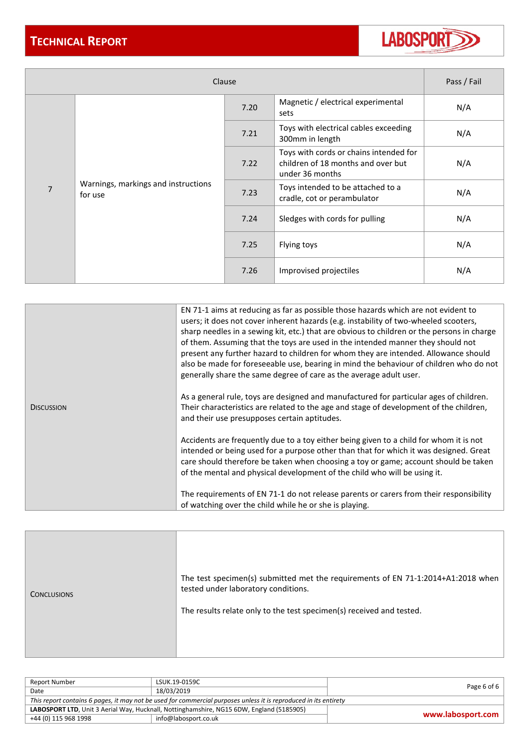| Clause | | | | Pass / Fail |
|---|---|---|---|---|
| 7 | Warnings, markings and instructions for use | 7.20 | Magnetic / electrical experimental sets | N/A |
| | | 7.21 | Toys with electrical cables exceeding 300mm in length | N/A |
| | | 7.22 | Toys with cords or chains intended for children of 18 months and over but under 36 months | N/A |
| | | 7.23 | Toys intended to be attached to a cradle, cot or perambulator | N/A |
| | | 7.24 | Sledges with cords for pulling | N/A |
| | | 7.25 | Flying toys | N/A |
| | | 7.26 | Improvised projectiles | N/A |

| | |
|---|---|
| DISCUSSION | EN 71-1 aims at reducing as far as possible those hazards which are not evident to users; it does not cover inherent hazards (e.g. instability of two-wheeled scooters, sharp needles in a sewing kit, etc.) that are obvious to children or the persons in charge of them. Assuming that the toys are used in the intended manner they should not present any further hazard to children for whom they are intended. Allowance should also be made for foreseeable use, bearing in mind the behaviour of children who do not generally share the same degree of care as the average adult user.<br><br>As a general rule, toys are designed and manufactured for particular ages of children. Their characteristics are related to the age and stage of development of the children, and their use presupposes certain aptitudes.<br><br>Accidents are frequently due to a toy either being given to a child for whom it is not intended or being used for a purpose other than that for which it was designed. Great care should therefore be taken when choosing a toy or game; account should be taken of the mental and physical development of the child who will be using it.<br><br>The requirements of EN 71-1 do not release parents or carers from their responsibility of watching over the child while he or she is playing. |

| | |
|---|---|
| CONCLUSIONS | The test specimen(s) submitted met the requirements of EN 71-1:2014+A1:2018 when tested under laboratory conditions.<br><br>The results relate only to the test specimen(s) received and tested. |

| | |
|---|---|
| Report Number | LSUK.19-0159C |
| Date | 18/03/2019 |

*This report contains 6 pages, it may not be used for commercial purposes unless it is reproduced in its entirety*